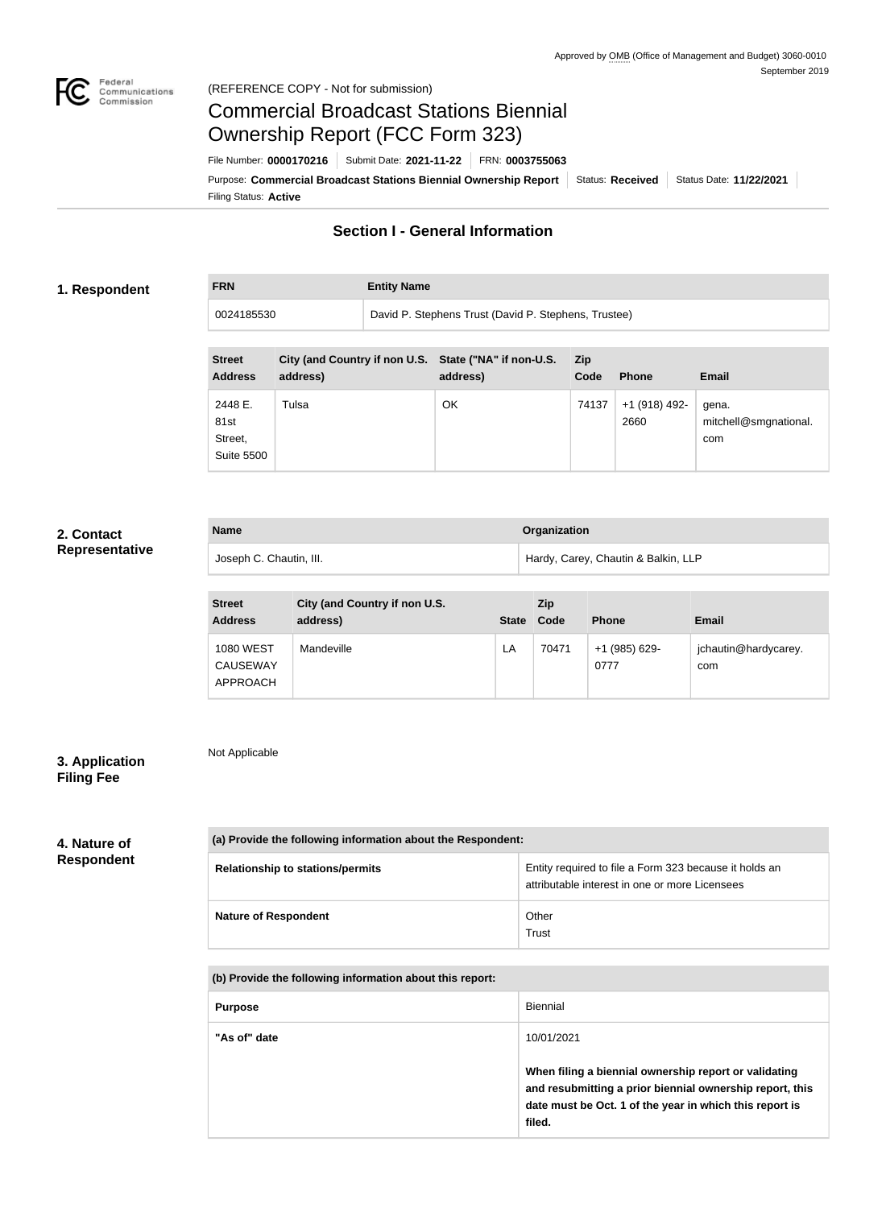Approved by OMB (Office of Management and Budget) 3060-0010
September 2019

(REFERENCE COPY - Not for submission)

# Commercial Broadcast Stations Biennial Ownership Report (FCC Form 323)

File Number: **0000170216** | Submit Date: **2021-11-22** | FRN: **0003755063**

Purpose: **Commercial Broadcast Stations Biennial Ownership Report** | Status: **Received** | Status Date: **11/22/2021**

Filing Status: **Active**

## Section I - General Information

### 1. Respondent

| FRN | Entity Name |
| --- | --- |
| 0024185530 | David P. Stephens Trust (David P. Stephens, Trustee) |

| Street Address | City (and Country if non U.S. address) | State ("NA" if non-U.S. address) | Zip Code | Phone | Email |
| --- | --- | --- | --- | --- | --- |
| 2448 E. 81st Street, Suite 5500 | Tulsa | OK | 74137 | +1 (918) 492-2660 | gena.mitchell@smgnational.com |

### 2. Contact Representative

| Name | Organization |
| --- | --- |
| Joseph C. Chautin, III. | Hardy, Carey, Chautin & Balkin, LLP |

| Street Address | City (and Country if non U.S. address) | State | Zip Code | Phone | Email |
| --- | --- | --- | --- | --- | --- |
| 1080 WEST CAUSEWAY APPROACH | Mandeville | LA | 70471 | +1 (985) 629-0777 | jchautin@hardycarey.com |

### 3. Application Filing Fee

Not Applicable

### 4. Nature of Respondent

| (a) Provide the following information about the Respondent: | |
| --- | --- |
| Relationship to stations/permits | Entity required to file a Form 323 because it holds an attributable interest in one or more Licensees |
| Nature of Respondent | Other<br>Trust |

| (b) Provide the following information about this report: | |
| --- | --- |
| Purpose | Biennial |
| "As of" date | 10/01/2021<br><br>**When filing a biennial ownership report or validating and resubmitting a prior biennial ownership report, this date must be Oct. 1 of the year in which this report is filed.** |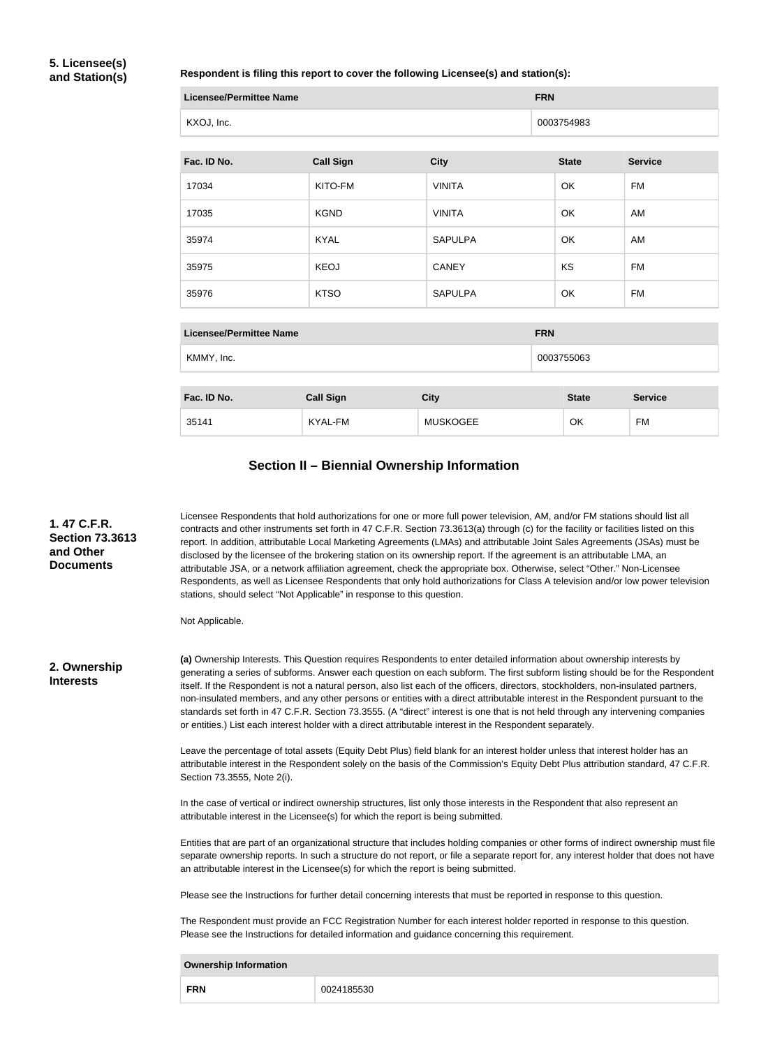**5. Licensee(s) and Station(s)**

**Respondent is filing this report to cover the following Licensee(s) and station(s):**

| Licensee/Permittee Name | FRN |
|---|---|
| KXOJ, Inc. | 0003754983 |

| Fac. ID No. | Call Sign | City | State | Service |
|---|---|---|---|---|
| 17034 | KITO-FM | VINITA | OK | FM |
| 17035 | KGND | VINITA | OK | AM |
| 35974 | KYAL | SAPULPA | OK | AM |
| 35975 | KEOJ | CANEY | KS | FM |
| 35976 | KTSO | SAPULPA | OK | FM |

| Licensee/Permittee Name | FRN |
|---|---|
| KMMY, Inc. | 0003755063 |

| Fac. ID No. | Call Sign | City | State | Service |
|---|---|---|---|---|
| 35141 | KYAL-FM | MUSKOGEE | OK | FM |

## Section II – Biennial Ownership Information

**1. 47 C.F.R. Section 73.3613 and Other Documents**

Licensee Respondents that hold authorizations for one or more full power television, AM, and/or FM stations should list all contracts and other instruments set forth in 47 C.F.R. Section 73.3613(a) through (c) for the facility or facilities listed on this report. In addition, attributable Local Marketing Agreements (LMAs) and attributable Joint Sales Agreements (JSAs) must be disclosed by the licensee of the brokering station on its ownership report. If the agreement is an attributable LMA, an attributable JSA, or a network affiliation agreement, check the appropriate box. Otherwise, select "Other." Non-Licensee Respondents, as well as Licensee Respondents that only hold authorizations for Class A television and/or low power television stations, should select "Not Applicable" in response to this question.

Not Applicable.

**2. Ownership Interests**

**(a)** Ownership Interests. This Question requires Respondents to enter detailed information about ownership interests by generating a series of subforms. Answer each question on each subform. The first subform listing should be for the Respondent itself. If the Respondent is not a natural person, also list each of the officers, directors, stockholders, non-insulated partners, non-insulated members, and any other persons or entities with a direct attributable interest in the Respondent pursuant to the standards set forth in 47 C.F.R. Section 73.3555. (A "direct" interest is one that is not held through any intervening companies or entities.) List each interest holder with a direct attributable interest in the Respondent separately.

Leave the percentage of total assets (Equity Debt Plus) field blank for an interest holder unless that interest holder has an attributable interest in the Respondent solely on the basis of the Commission's Equity Debt Plus attribution standard, 47 C.F.R. Section 73.3555, Note 2(i).

In the case of vertical or indirect ownership structures, list only those interests in the Respondent that also represent an attributable interest in the Licensee(s) for which the report is being submitted.

Entities that are part of an organizational structure that includes holding companies or other forms of indirect ownership must file separate ownership reports. In such a structure do not report, or file a separate report for, any interest holder that does not have an attributable interest in the Licensee(s) for which the report is being submitted.

Please see the Instructions for further detail concerning interests that must be reported in response to this question.

The Respondent must provide an FCC Registration Number for each interest holder reported in response to this question. Please see the Instructions for detailed information and guidance concerning this requirement.

| Ownership Information | |
|---|---|
| **FRN** | 0024185530 |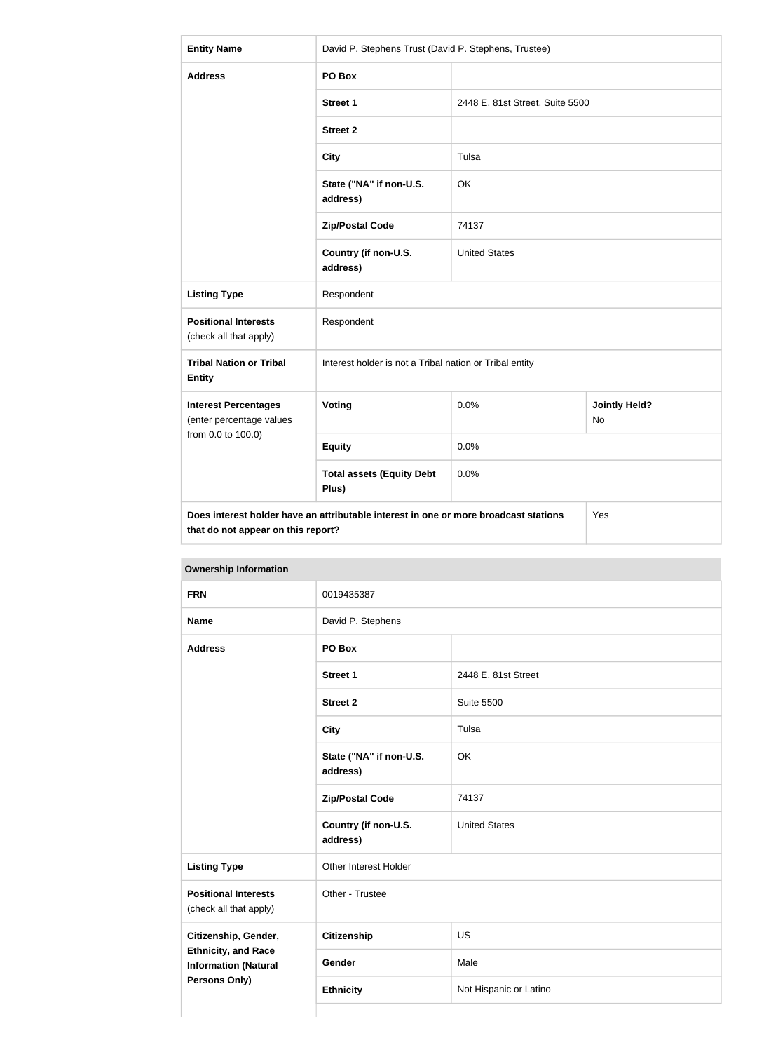| Entity Name | David P. Stephens Trust (David P. Stephens, Trustee) | | |
|---|---|---|---|
| Address | PO Box | | |
| | Street 1 | 2448 E. 81st Street, Suite 5500 | |
| | Street 2 | | |
| | City | Tulsa | |
| | State ("NA" if non-U.S. address) | OK | |
| | Zip/Postal Code | 74137 | |
| | Country (if non-U.S. address) | United States | |
| Listing Type | Respondent | | |
| Positional Interests (check all that apply) | Respondent | | |
| Tribal Nation or Tribal Entity | Interest holder is not a Tribal nation or Tribal entity | | |
| Interest Percentages (enter percentage values from 0.0 to 100.0) | Voting | 0.0% | Jointly Held? No |
| | Equity | 0.0% | |
| | Total assets (Equity Debt Plus) | 0.0% | |
| Does interest holder have an attributable interest in one or more broadcast stations that do not appear on this report? | | | Yes |

**Ownership Information**

| FRN | 0019435387 | |
|---|---|---|
| Name | David P. Stephens | |
| Address | PO Box | |
| | Street 1 | 2448 E. 81st Street |
| | Street 2 | Suite 5500 |
| | City | Tulsa |
| | State ("NA" if non-U.S. address) | OK |
| | Zip/Postal Code | 74137 |
| | Country (if non-U.S. address) | United States |
| Listing Type | Other Interest Holder | |
| Positional Interests (check all that apply) | Other - Trustee | |
| Citizenship, Gender, Ethnicity, and Race Information (Natural Persons Only) | Citizenship | US |
| | Gender | Male |
| | Ethnicity | Not Hispanic or Latino |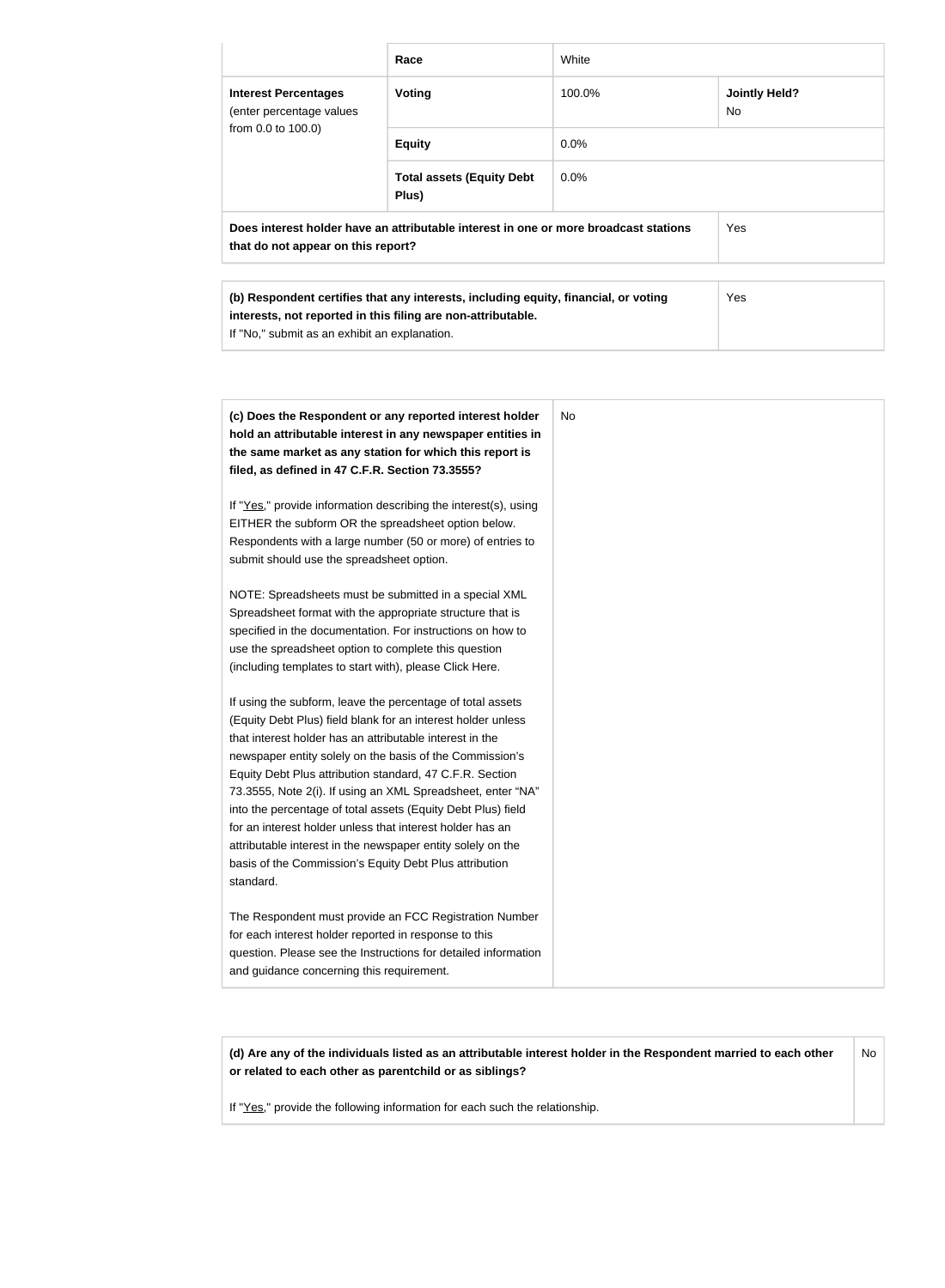| | | | |
|---|---|---|---|
| | **Race** | White | |
| **Interest Percentages** (enter percentage values from 0.0 to 100.0) | **Voting** | 100.0% | **Jointly Held?** No |
| | **Equity** | 0.0% | |
| | **Total assets (Equity Debt Plus)** | 0.0% | |
| **Does interest holder have an attributable interest in one or more broadcast stations that do not appear on this report?** | | | Yes |

| | |
|---|---|
| **(b) Respondent certifies that any interests, including equity, financial, or voting interests, not reported in this filing are non-attributable.** If "No," submit as an exhibit an explanation. | Yes |

| | |
|---|---|
| **(c) Does the Respondent or any reported interest holder hold an attributable interest in any newspaper entities in the same market as any station for which this report is filed, as defined in 47 C.F.R. Section 73.3555?**<br><br>If "Yes," provide information describing the interest(s), using EITHER the subform OR the spreadsheet option below. Respondents with a large number (50 or more) of entries to submit should use the spreadsheet option.<br><br>NOTE: Spreadsheets must be submitted in a special XML Spreadsheet format with the appropriate structure that is specified in the documentation. For instructions on how to use the spreadsheet option to complete this question (including templates to start with), please Click Here.<br><br>If using the subform, leave the percentage of total assets (Equity Debt Plus) field blank for an interest holder unless that interest holder has an attributable interest in the newspaper entity solely on the basis of the Commission's Equity Debt Plus attribution standard, 47 C.F.R. Section 73.3555, Note 2(i). If using an XML Spreadsheet, enter "NA" into the percentage of total assets (Equity Debt Plus) field for an interest holder unless that interest holder has an attributable interest in the newspaper entity solely on the basis of the Commission's Equity Debt Plus attribution standard.<br><br>The Respondent must provide an FCC Registration Number for each interest holder reported in response to this question. Please see the Instructions for detailed information and guidance concerning this requirement. | No |

| | |
|---|---|
| **(d) Are any of the individuals listed as an attributable interest holder in the Respondent married to each other or related to each other as parentchild or as siblings?**<br><br>If "Yes," provide the following information for each such the relationship. | No |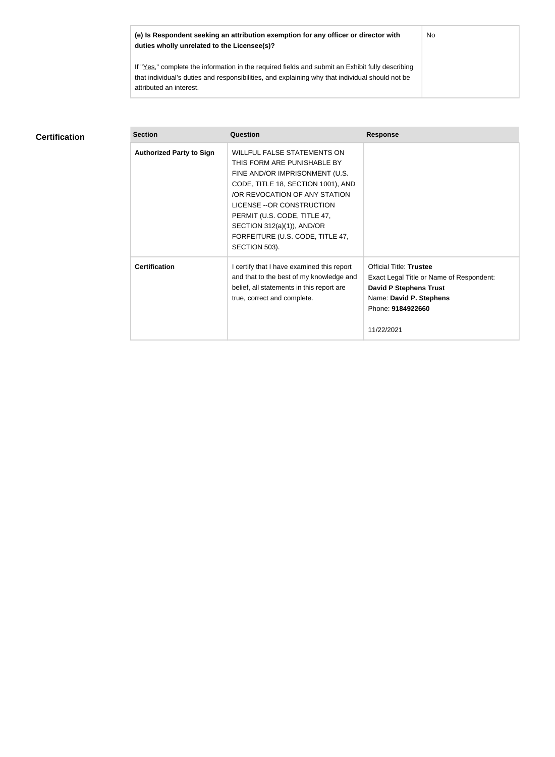| | |
|---|---|
| **(e) Is Respondent seeking an attribution exemption for any officer or director with duties wholly unrelated to the Licensee(s)?**<br><br>If "Yes," complete the information in the required fields and submit an Exhibit fully describing that individual's duties and responsibilities, and explaining why that individual should not be attributed an interest. | No |

## Certification

| Section | Question | Response |
|---|---|---|
| **Authorized Party to Sign** | WILLFUL FALSE STATEMENTS ON THIS FORM ARE PUNISHABLE BY FINE AND/OR IMPRISONMENT (U.S. CODE, TITLE 18, SECTION 1001), AND /OR REVOCATION OF ANY STATION LICENSE --OR CONSTRUCTION PERMIT (U.S. CODE, TITLE 47, SECTION 312(a)(1)), AND/OR FORFEITURE (U.S. CODE, TITLE 47, SECTION 503). | |
| **Certification** | I certify that I have examined this report and that to the best of my knowledge and belief, all statements in this report are true, correct and complete. | Official Title: **Trustee**<br>Exact Legal Title or Name of Respondent: **David P Stephens Trust**<br>Name: **David P. Stephens**<br>Phone: **9184922660**<br><br>11/22/2021 |